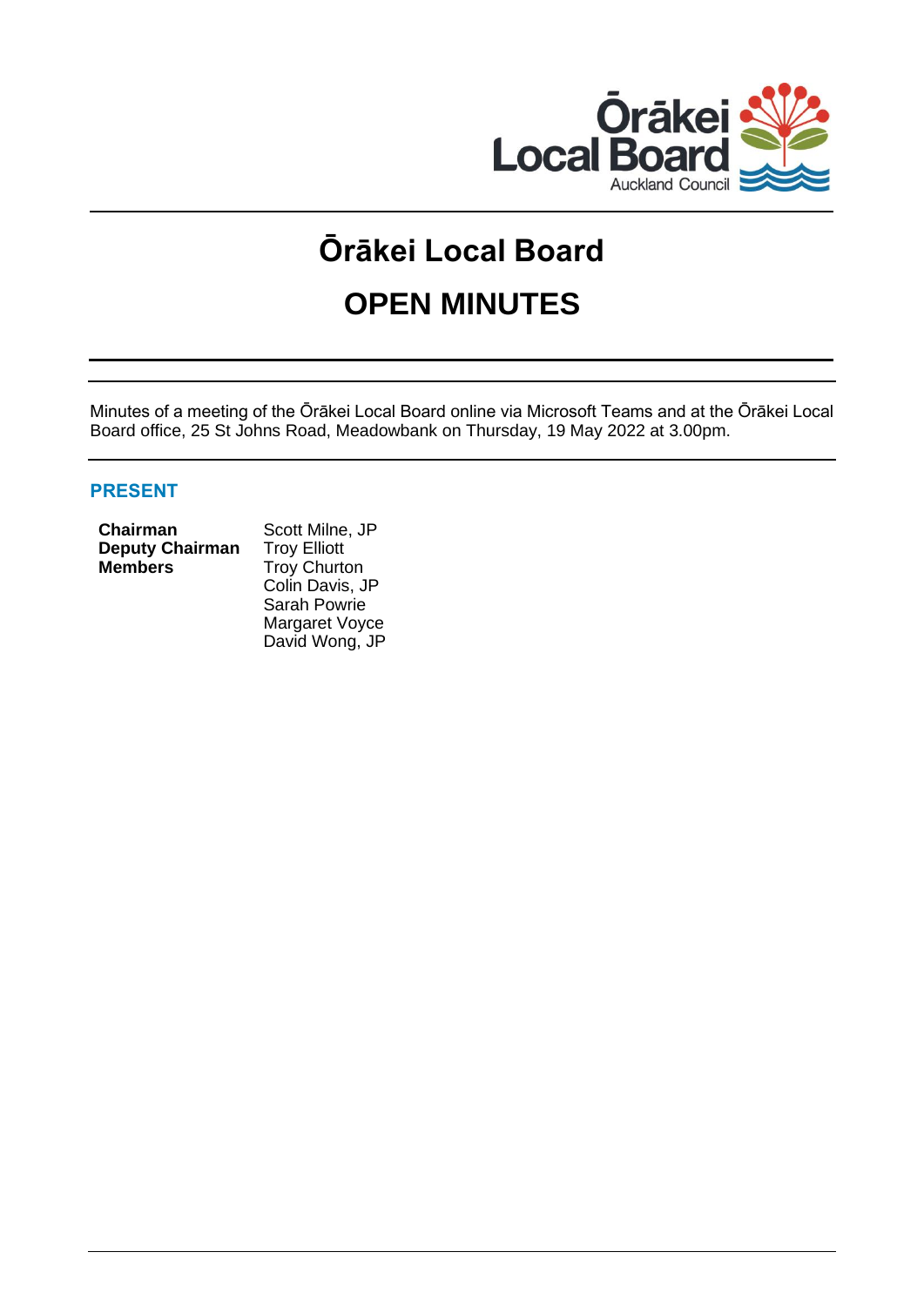# Ōrākei Local Board

# OPEN MINUTES

Minutes of a meeting of the Ōrākei Local Board online via Microsoft Teams and at the Ōrākei Local Board office, 25 St Johns Road, Meadowbank on Thursday, 19 May 2022 at 3.00pm.

## PRESENT

| | |
|---|---|
| **Chairman** | Scott Milne, JP |
| **Deputy Chairman** | Troy Elliott |
| **Members** | Troy Churton |
| | Colin Davis, JP |
| | Sarah Powrie |
| | Margaret Voyce |
| | David Wong, JP |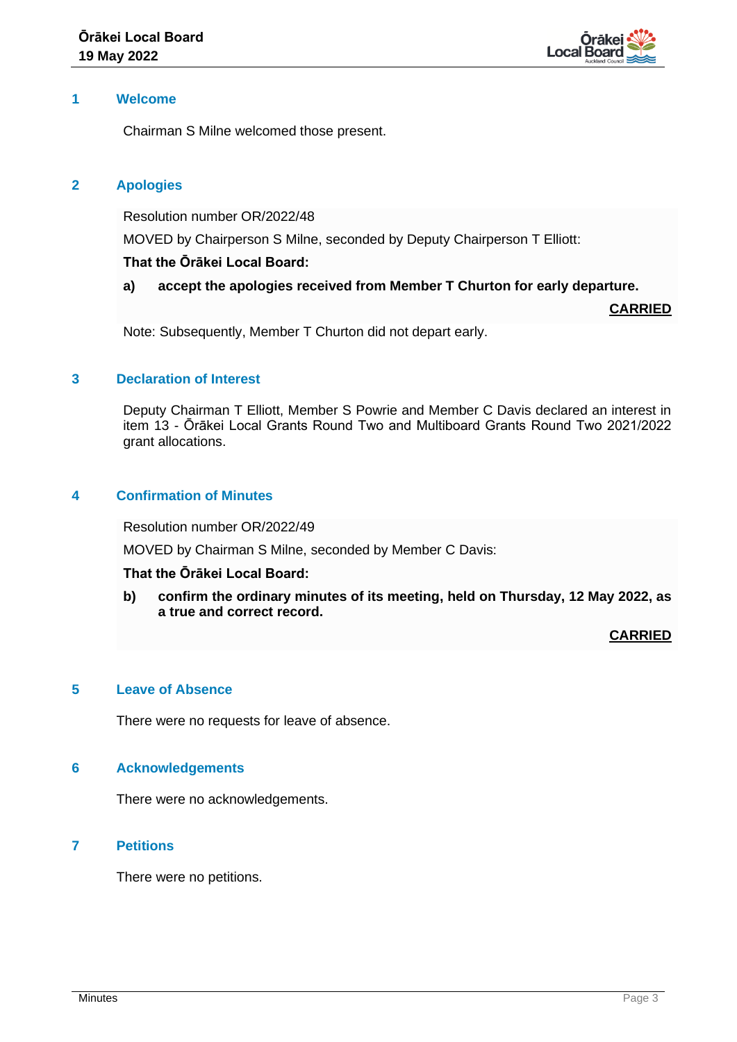## 1 Welcome

Chairman S Milne welcomed those present.

## 2 Apologies

Resolution number OR/2022/48

MOVED by Chairperson S Milne, seconded by Deputy Chairperson T Elliott:

**That the Ōrākei Local Board:**

**a) accept the apologies received from Member T Churton for early departure.**

**CARRIED**

Note: Subsequently, Member T Churton did not depart early.

## 3 Declaration of Interest

Deputy Chairman T Elliott, Member S Powrie and Member C Davis declared an interest in item 13 - Ōrākei Local Grants Round Two and Multiboard Grants Round Two 2021/2022 grant allocations.

## 4 Confirmation of Minutes

Resolution number OR/2022/49

MOVED by Chairman S Milne, seconded by Member C Davis:

**That the Ōrākei Local Board:**

**b) confirm the ordinary minutes of its meeting, held on Thursday, 12 May 2022, as a true and correct record.**

**CARRIED**

## 5 Leave of Absence

There were no requests for leave of absence.

## 6 Acknowledgements

There were no acknowledgements.

## 7 Petitions

There were no petitions.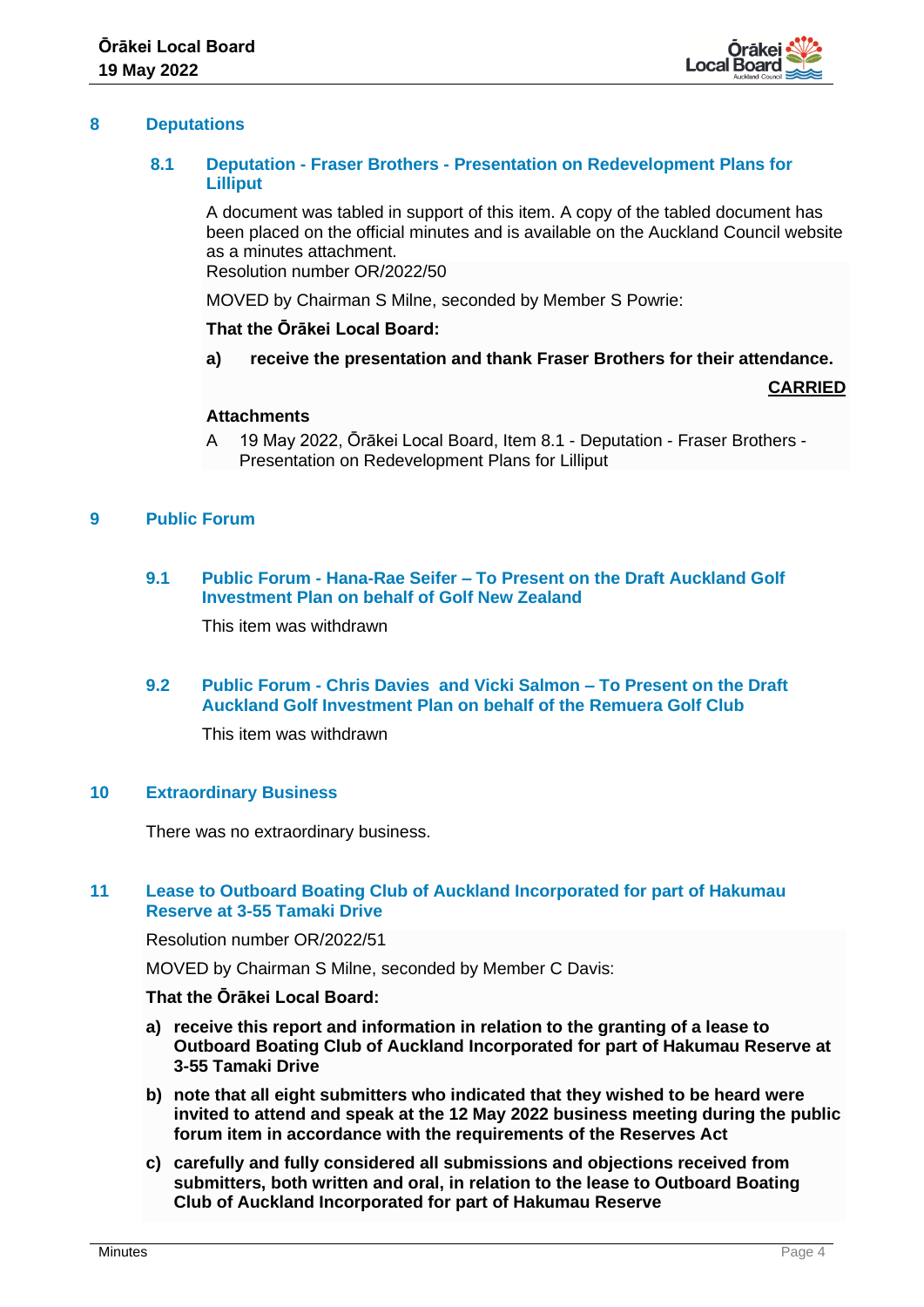## 8 Deputations

### 8.1 Deputation - Fraser Brothers - Presentation on Redevelopment Plans for Lilliput

A document was tabled in support of this item. A copy of the tabled document has been placed on the official minutes and is available on the Auckland Council website as a minutes attachment.

Resolution number OR/2022/50

MOVED by Chairman S Milne, seconded by Member S Powrie:

**That the Ōrākei Local Board:**

**a) receive the presentation and thank Fraser Brothers for their attendance.**

**CARRIED**

**Attachments**

A 19 May 2022, Ōrākei Local Board, Item 8.1 - Deputation - Fraser Brothers - Presentation on Redevelopment Plans for Lilliput

## 9 Public Forum

### 9.1 Public Forum - Hana-Rae Seifer – To Present on the Draft Auckland Golf Investment Plan on behalf of Golf New Zealand

This item was withdrawn

### 9.2 Public Forum - Chris Davies and Vicki Salmon – To Present on the Draft Auckland Golf Investment Plan on behalf of the Remuera Golf Club

This item was withdrawn

## 10 Extraordinary Business

There was no extraordinary business.

## 11 Lease to Outboard Boating Club of Auckland Incorporated for part of Hakumau Reserve at 3-55 Tamaki Drive

Resolution number OR/2022/51

MOVED by Chairman S Milne, seconded by Member C Davis:

**That the Ōrākei Local Board:**

**a) receive this report and information in relation to the granting of a lease to Outboard Boating Club of Auckland Incorporated for part of Hakumau Reserve at 3-55 Tamaki Drive**

**b) note that all eight submitters who indicated that they wished to be heard were invited to attend and speak at the 12 May 2022 business meeting during the public forum item in accordance with the requirements of the Reserves Act**

**c) carefully and fully considered all submissions and objections received from submitters, both written and oral, in relation to the lease to Outboard Boating Club of Auckland Incorporated for part of Hakumau Reserve**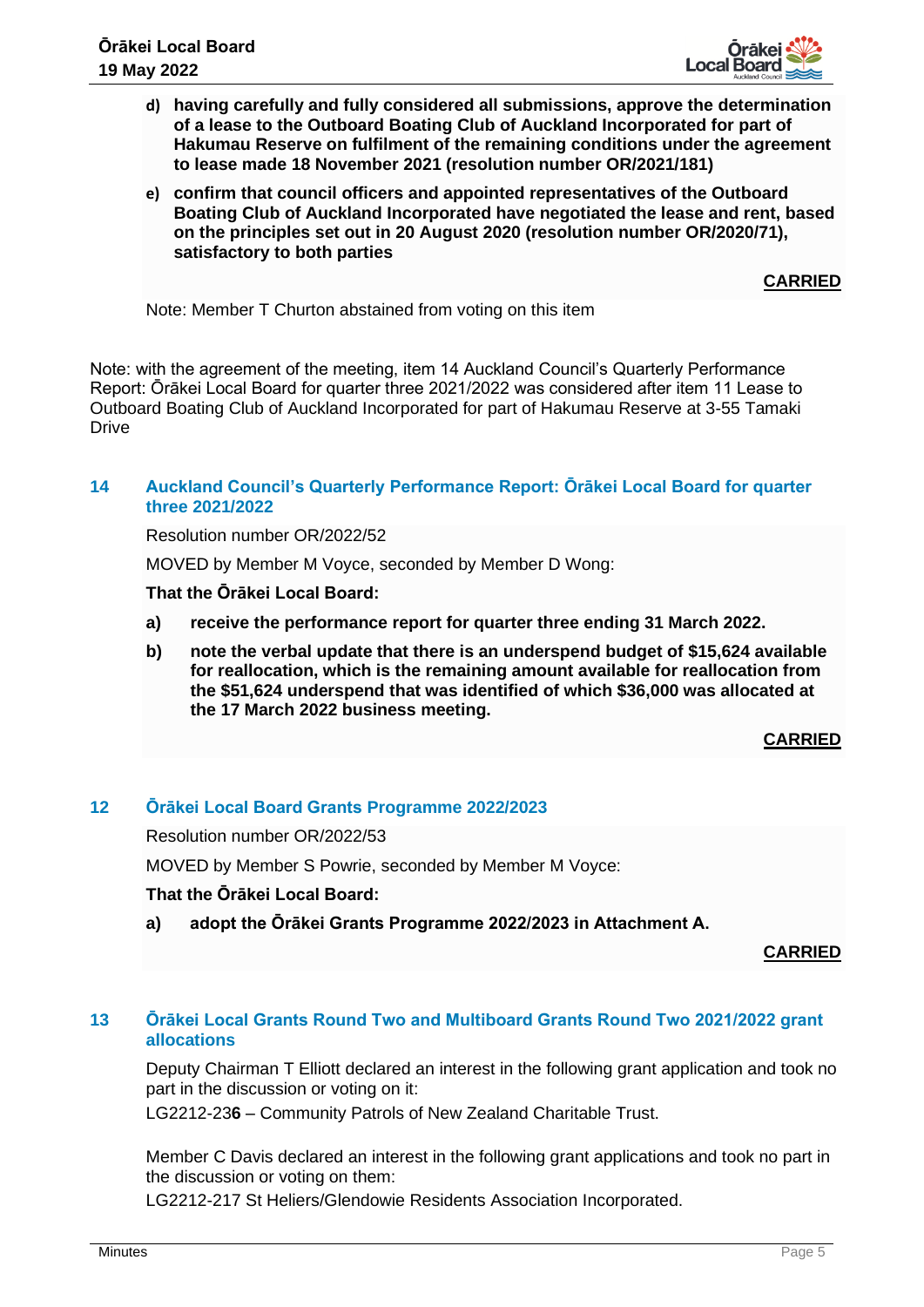**d) having carefully and fully considered all submissions, approve the determination of a lease to the Outboard Boating Club of Auckland Incorporated for part of Hakumau Reserve on fulfilment of the remaining conditions under the agreement to lease made 18 November 2021 (resolution number OR/2021/181)**

**e) confirm that council officers and appointed representatives of the Outboard Boating Club of Auckland Incorporated have negotiated the lease and rent, based on the principles set out in 20 August 2020 (resolution number OR/2020/71), satisfactory to both parties**

**CARRIED**

Note: Member T Churton abstained from voting on this item

Note: with the agreement of the meeting, item 14 Auckland Council's Quarterly Performance Report: Ōrākei Local Board for quarter three 2021/2022 was considered after item 11 Lease to Outboard Boating Club of Auckland Incorporated for part of Hakumau Reserve at 3-55 Tamaki Drive

## 14 Auckland Council's Quarterly Performance Report: Ōrākei Local Board for quarter three 2021/2022

Resolution number OR/2022/52

MOVED by Member M Voyce, seconded by Member D Wong:

**That the Ōrākei Local Board:**

**a) receive the performance report for quarter three ending 31 March 2022.**

**b) note the verbal update that there is an underspend budget of $15,624 available for reallocation, which is the remaining amount available for reallocation from the $51,624 underspend that was identified of which $36,000 was allocated at the 17 March 2022 business meeting.**

**CARRIED**

## 12 Ōrākei Local Board Grants Programme 2022/2023

Resolution number OR/2022/53

MOVED by Member S Powrie, seconded by Member M Voyce:

**That the Ōrākei Local Board:**

**a) adopt the Ōrākei Grants Programme 2022/2023 in Attachment A.**

**CARRIED**

## 13 Ōrākei Local Grants Round Two and Multiboard Grants Round Two 2021/2022 grant allocations

Deputy Chairman T Elliott declared an interest in the following grant application and took no part in the discussion or voting on it:
LG2212-23**6** – Community Patrols of New Zealand Charitable Trust.

Member C Davis declared an interest in the following grant applications and took no part in the discussion or voting on them:
LG2212-217 St Heliers/Glendowie Residents Association Incorporated.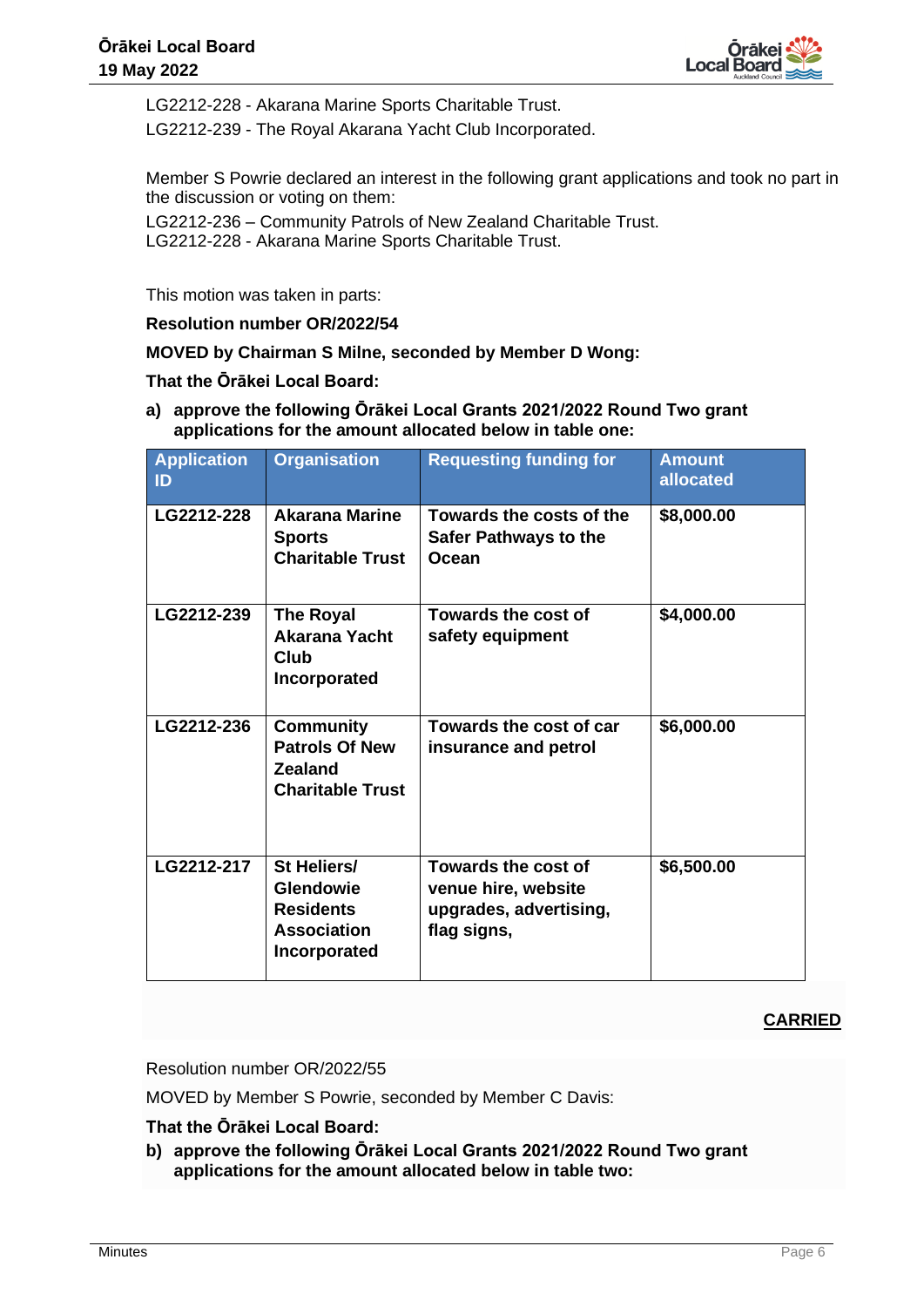LG2212-228 - Akarana Marine Sports Charitable Trust.

LG2212-239 - The Royal Akarana Yacht Club Incorporated.

Member S Powrie declared an interest in the following grant applications and took no part in the discussion or voting on them:

LG2212-236 – Community Patrols of New Zealand Charitable Trust.
LG2212-228 - Akarana Marine Sports Charitable Trust.

This motion was taken in parts:

**Resolution number OR/2022/54**

**MOVED by Chairman S Milne, seconded by Member D Wong:**

**That the Ōrākei Local Board:**

**a) approve the following Ōrākei Local Grants 2021/2022 Round Two grant applications for the amount allocated below in table one:**

| Application ID | Organisation | Requesting funding for | Amount allocated |
|---|---|---|---|
| **LG2212-228** | **Akarana Marine Sports Charitable Trust** | **Towards the costs of the Safer Pathways to the Ocean** | **$8,000.00** |
| **LG2212-239** | **The Royal Akarana Yacht Club Incorporated** | **Towards the cost of safety equipment** | **$4,000.00** |
| **LG2212-236** | **Community Patrols Of New Zealand Charitable Trust** | **Towards the cost of car insurance and petrol** | **$6,000.00** |
| **LG2212-217** | **St Heliers/ Glendowie Residents Association Incorporated** | **Towards the cost of venue hire, website upgrades, advertising, flag signs,** | **$6,500.00** |

**CARRIED**

Resolution number OR/2022/55

MOVED by Member S Powrie, seconded by Member C Davis:

**That the Ōrākei Local Board:**

**b) approve the following Ōrākei Local Grants 2021/2022 Round Two grant applications for the amount allocated below in table two:**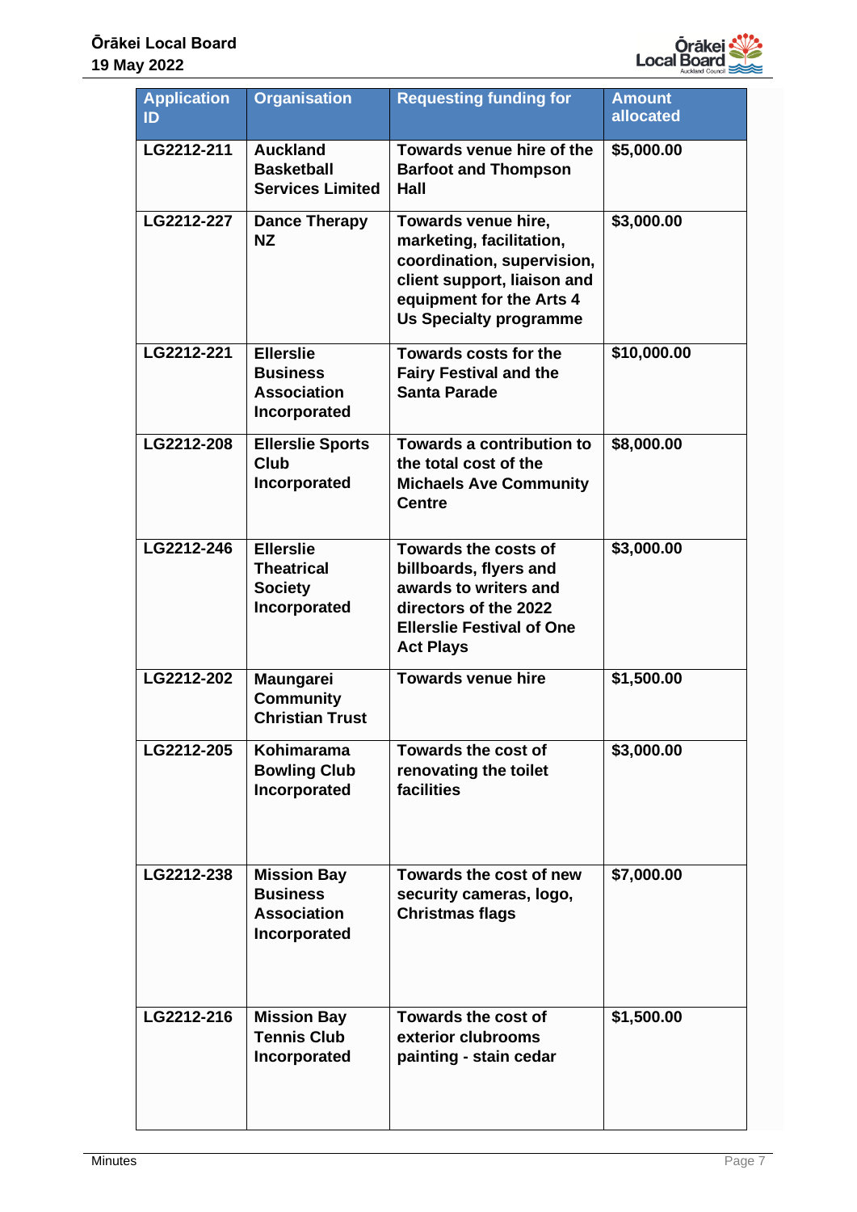| Application ID | Organisation | Requesting funding for | Amount allocated |
|---|---|---|---|
| LG2212-211 | Auckland Basketball Services Limited | Towards venue hire of the Barfoot and Thompson Hall | $5,000.00 |
| LG2212-227 | Dance Therapy NZ | Towards venue hire, marketing, facilitation, coordination, supervision, client support, liaison and equipment for the Arts 4 Us Specialty programme | $3,000.00 |
| LG2212-221 | Ellerslie Business Association Incorporated | Towards costs for the Fairy Festival and the Santa Parade | $10,000.00 |
| LG2212-208 | Ellerslie Sports Club Incorporated | Towards a contribution to the total cost of the Michaels Ave Community Centre | $8,000.00 |
| LG2212-246 | Ellerslie Theatrical Society Incorporated | Towards the costs of billboards, flyers and awards to writers and directors of the 2022 Ellerslie Festival of One Act Plays | $3,000.00 |
| LG2212-202 | Maungarei Community Christian Trust | Towards venue hire | $1,500.00 |
| LG2212-205 | Kohimarama Bowling Club Incorporated | Towards the cost of renovating the toilet facilities | $3,000.00 |
| LG2212-238 | Mission Bay Business Association Incorporated | Towards the cost of new security cameras, logo, Christmas flags | $7,000.00 |
| LG2212-216 | Mission Bay Tennis Club Incorporated | Towards the cost of exterior clubrooms painting - stain cedar | $1,500.00 |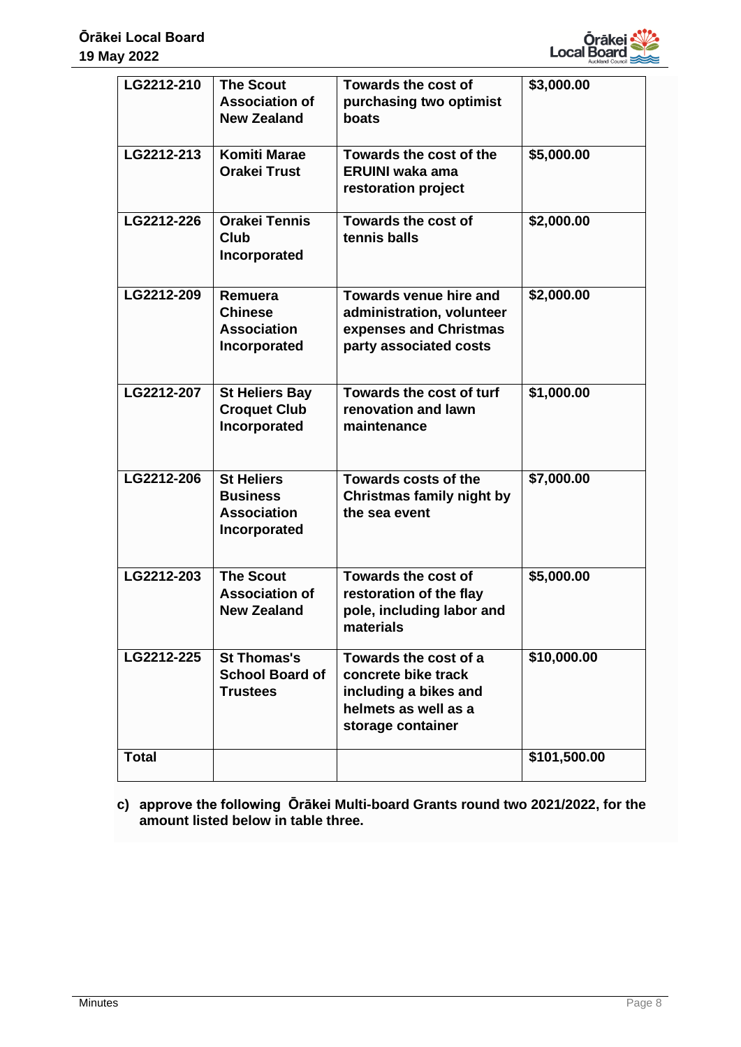| LG2212-210 | The Scout Association of New Zealand | Towards the cost of purchasing two optimist boats | $3,000.00 |
|---|---|---|---|
| LG2212-213 | Komiti Marae Orakei Trust | Towards the cost of the ERUINI waka ama restoration project | $5,000.00 |
| LG2212-226 | Orakei Tennis Club Incorporated | Towards the cost of tennis balls | $2,000.00 |
| LG2212-209 | Remuera Chinese Association Incorporated | Towards venue hire and administration, volunteer expenses and Christmas party associated costs | $2,000.00 |
| LG2212-207 | St Heliers Bay Croquet Club Incorporated | Towards the cost of turf renovation and lawn maintenance | $1,000.00 |
| LG2212-206 | St Heliers Business Association Incorporated | Towards costs of the Christmas family night by the sea event | $7,000.00 |
| LG2212-203 | The Scout Association of New Zealand | Towards the cost of restoration of the flay pole, including labor and materials | $5,000.00 |
| LG2212-225 | St Thomas's School Board of Trustees | Towards the cost of a concrete bike track including a bikes and helmets as well as a storage container | $10,000.00 |
| **Total** | | | **$101,500.00** |

c) **approve the following Ōrākei Multi-board Grants round two 2021/2022, for the amount listed below in table three.**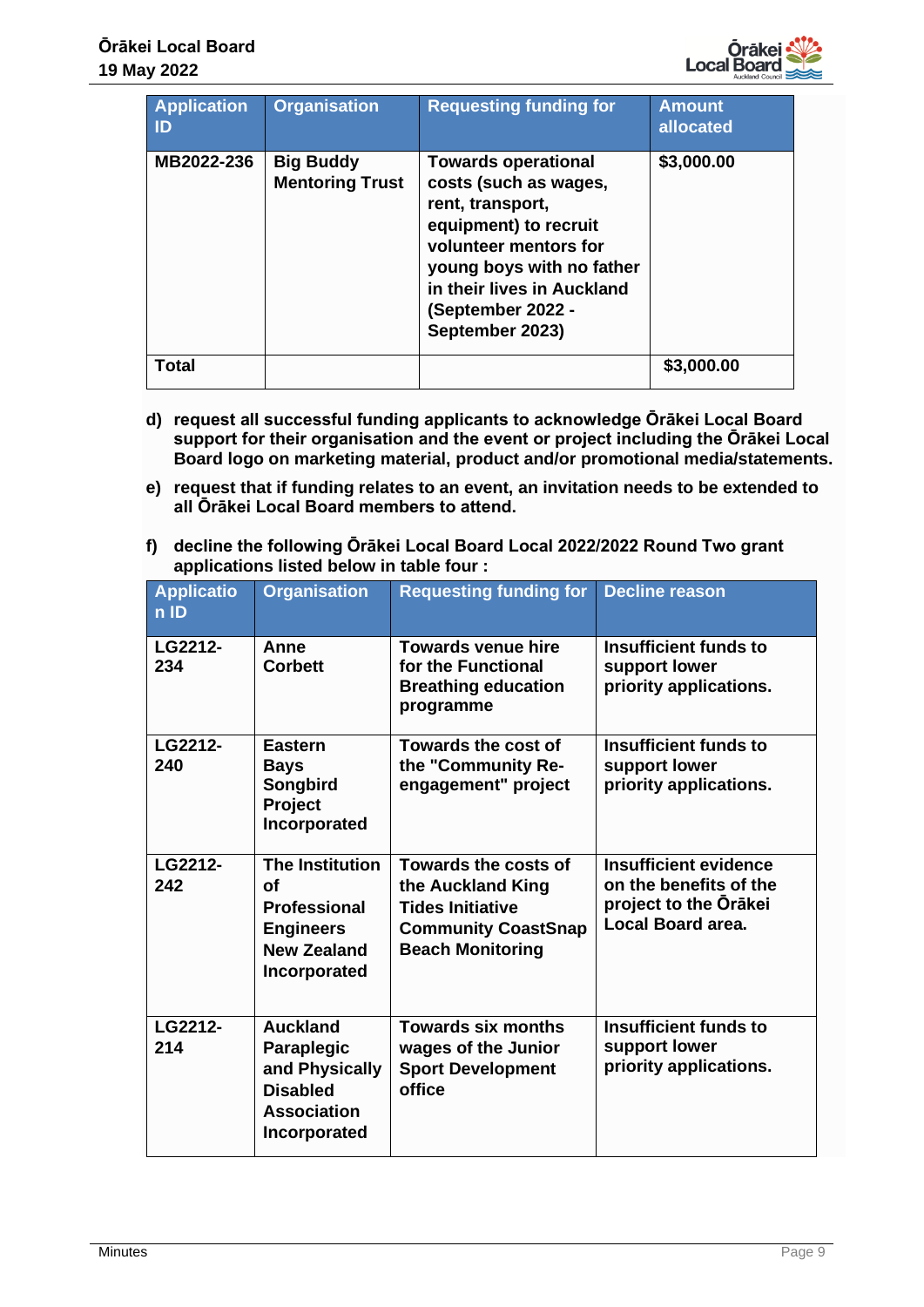| Application ID | Organisation | Requesting funding for | Amount allocated |
|---|---|---|---|
| **MB2022-236** | **Big Buddy Mentoring Trust** | **Towards operational costs (such as wages, rent, transport, equipment) to recruit volunteer mentors for young boys with no father in their lives in Auckland (September 2022 - September 2023)** | **$3,000.00** |
| **Total** | | | **$3,000.00** |

d) **request all successful funding applicants to acknowledge Ōrākei Local Board support for their organisation and the event or project including the Ōrākei Local Board logo on marketing material, product and/or promotional media/statements.**

e) **request that if funding relates to an event, an invitation needs to be extended to all Ōrākei Local Board members to attend.**

f) **decline the following Ōrākei Local Board Local 2022/2022 Round Two grant applications listed below in table four :**

| Applicatio n ID | Organisation | Requesting funding for | Decline reason |
|---|---|---|---|
| **LG2212-234** | **Anne Corbett** | **Towards venue hire for the Functional Breathing education programme** | **Insufficient funds to support lower priority applications.** |
| **LG2212-240** | **Eastern Bays Songbird Project Incorporated** | **Towards the cost of the "Community Re-engagement" project** | **Insufficient funds to support lower priority applications.** |
| **LG2212-242** | **The Institution of Professional Engineers New Zealand Incorporated** | **Towards the costs of the Auckland King Tides Initiative Community CoastSnap Beach Monitoring** | **Insufficient evidence on the benefits of the project to the Ōrākei Local Board area.** |
| **LG2212-214** | **Auckland Paraplegic and Physically Disabled Association Incorporated** | **Towards six months wages of the Junior Sport Development office** | **Insufficient funds to support lower priority applications.** |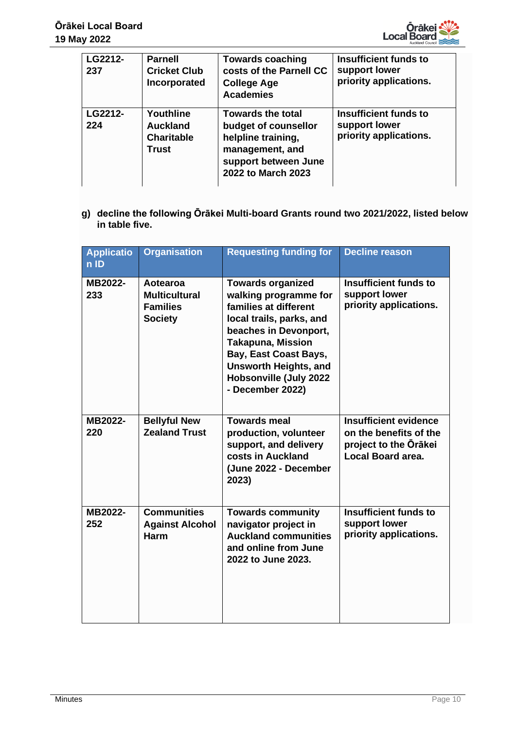| | | | |
|---|---|---|---|
| LG2212-237 | Parnell Cricket Club Incorporated | Towards coaching costs of the Parnell CC College Age Academies | Insufficient funds to support lower priority applications. |
| LG2212-224 | Youthline Auckland Charitable Trust | Towards the total budget of counsellor helpline training, management, and support between June 2022 to March 2023 | Insufficient funds to support lower priority applications. |

g) decline the following Ōrākei Multi-board Grants round two 2021/2022, listed below in table five.

| Application ID | Organisation | Requesting funding for | Decline reason |
|---|---|---|---|
| MB2022-233 | Aotearoa Multicultural Families Society | Towards organized walking programme for families at different local trails, parks, and beaches in Devonport, Takapuna, Mission Bay, East Coast Bays, Unsworth Heights, and Hobsonville (July 2022 - December 2022) | Insufficient funds to support lower priority applications. |
| MB2022-220 | Bellyful New Zealand Trust | Towards meal production, volunteer support, and delivery costs in Auckland (June 2022 - December 2023) | Insufficient evidence on the benefits of the project to the Ōrākei Local Board area. |
| MB2022-252 | Communities Against Alcohol Harm | Towards community navigator project in Auckland communities and online from June 2022 to June 2023. | Insufficient funds to support lower priority applications. |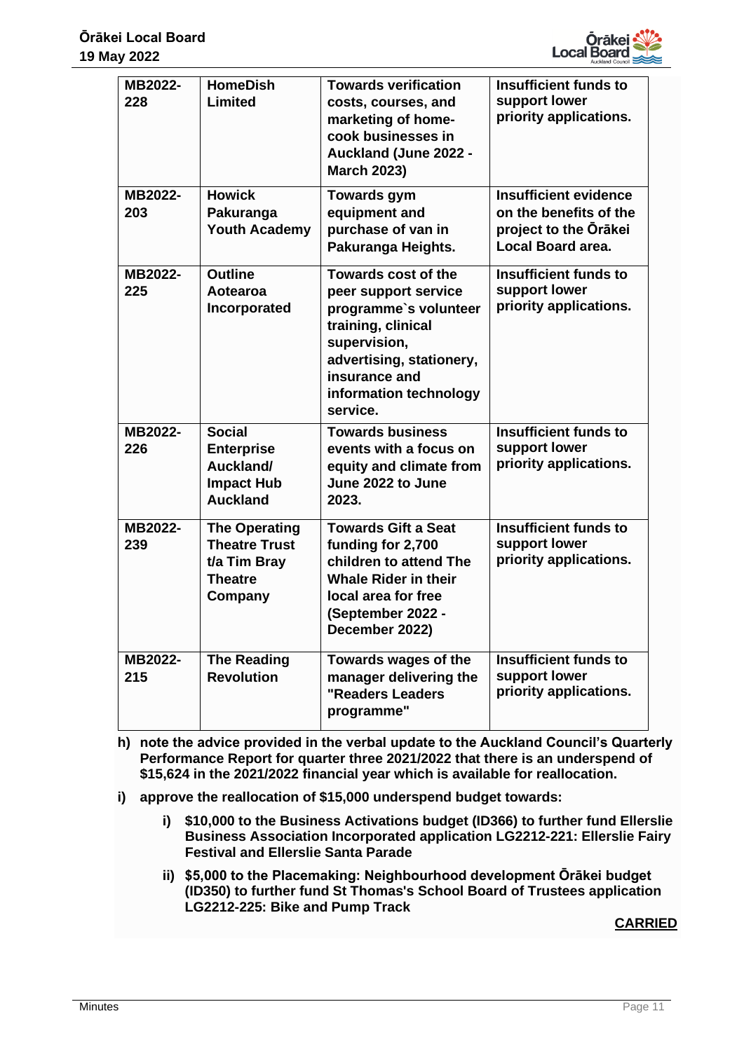| | | | |
|---|---|---|---|
| **MB2022-228** | **HomeDish Limited** | **Towards verification costs, courses, and marketing of home-cook businesses in Auckland (June 2022 - March 2023)** | **Insufficient funds to support lower priority applications.** |
| **MB2022-203** | **Howick Pakuranga Youth Academy** | **Towards gym equipment and purchase of van in Pakuranga Heights.** | **Insufficient evidence on the benefits of the project to the Ōrākei Local Board area.** |
| **MB2022-225** | **Outline Aotearoa Incorporated** | **Towards cost of the peer support service programme`s volunteer training, clinical supervision, advertising, stationery, insurance and information technology service.** | **Insufficient funds to support lower priority applications.** |
| **MB2022-226** | **Social Enterprise Auckland/ Impact Hub Auckland** | **Towards business events with a focus on equity and climate from June 2022 to June 2023.** | **Insufficient funds to support lower priority applications.** |
| **MB2022-239** | **The Operating Theatre Trust t/a Tim Bray Theatre Company** | **Towards Gift a Seat funding for 2,700 children to attend The Whale Rider in their local area for free (September 2022 - December 2022)** | **Insufficient funds to support lower priority applications.** |
| **MB2022-215** | **The Reading Revolution** | **Towards wages of the manager delivering the "Readers Leaders programme"** | **Insufficient funds to support lower priority applications.** |

**h) note the advice provided in the verbal update to the Auckland Council's Quarterly Performance Report for quarter three 2021/2022 that there is an underspend of $15,624 in the 2021/2022 financial year which is available for reallocation.**

**i) approve the reallocation of $15,000 underspend budget towards:**

- **i) $10,000 to the Business Activations budget (ID366) to further fund Ellerslie Business Association Incorporated application LG2212-221: Ellerslie Fairy Festival and Ellerslie Santa Parade**
- **ii) $5,000 to the Placemaking: Neighbourhood development Ōrākei budget (ID350) to further fund St Thomas's School Board of Trustees application LG2212-225: Bike and Pump Track**

**CARRIED**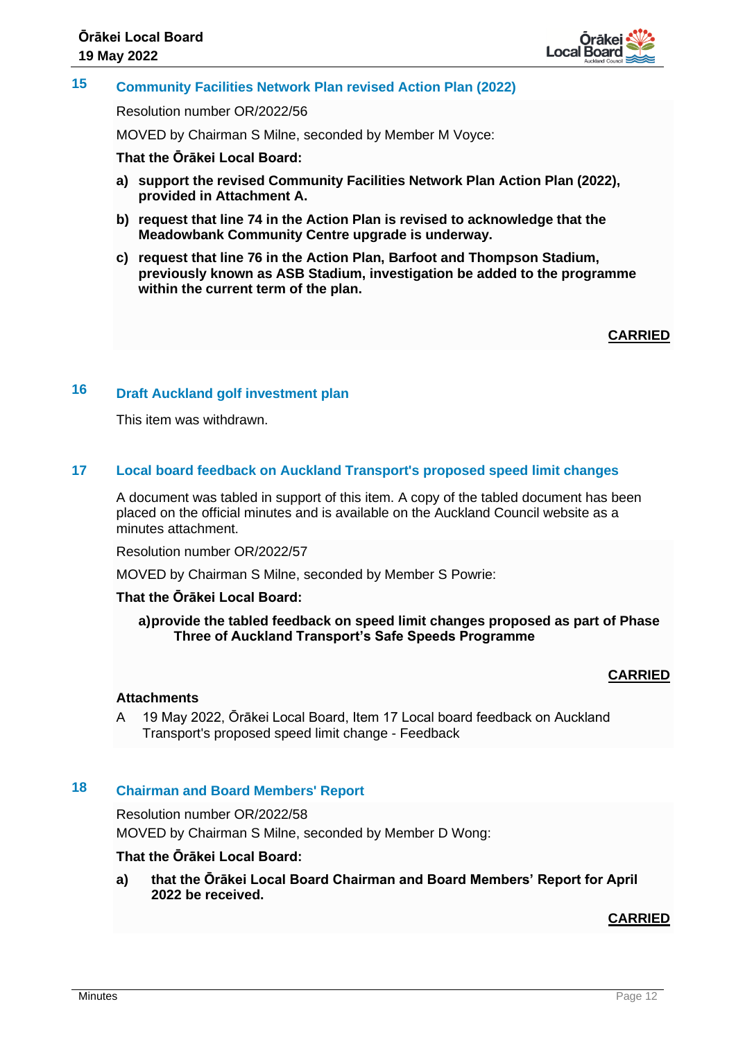## 15 Community Facilities Network Plan revised Action Plan (2022)

Resolution number OR/2022/56

MOVED by Chairman S Milne, seconded by Member M Voyce:

**That the Ōrākei Local Board:**

**a) support the revised Community Facilities Network Plan Action Plan (2022), provided in Attachment A.**

**b) request that line 74 in the Action Plan is revised to acknowledge that the Meadowbank Community Centre upgrade is underway.**

**c) request that line 76 in the Action Plan, Barfoot and Thompson Stadium, previously known as ASB Stadium, investigation be added to the programme within the current term of the plan.**

**CARRIED**

## 16 Draft Auckland golf investment plan

This item was withdrawn.

## 17 Local board feedback on Auckland Transport's proposed speed limit changes

A document was tabled in support of this item. A copy of the tabled document has been placed on the official minutes and is available on the Auckland Council website as a minutes attachment.

Resolution number OR/2022/57

MOVED by Chairman S Milne, seconded by Member S Powrie:

**That the Ōrākei Local Board:**

**a) provide the tabled feedback on speed limit changes proposed as part of Phase Three of Auckland Transport's Safe Speeds Programme**

**CARRIED**

**Attachments**

A 19 May 2022, Ōrākei Local Board, Item 17 Local board feedback on Auckland Transport's proposed speed limit change - Feedback

## 18 Chairman and Board Members' Report

Resolution number OR/2022/58

MOVED by Chairman S Milne, seconded by Member D Wong:

**That the Ōrākei Local Board:**

**a) that the Ōrākei Local Board Chairman and Board Members' Report for April 2022 be received.**

**CARRIED**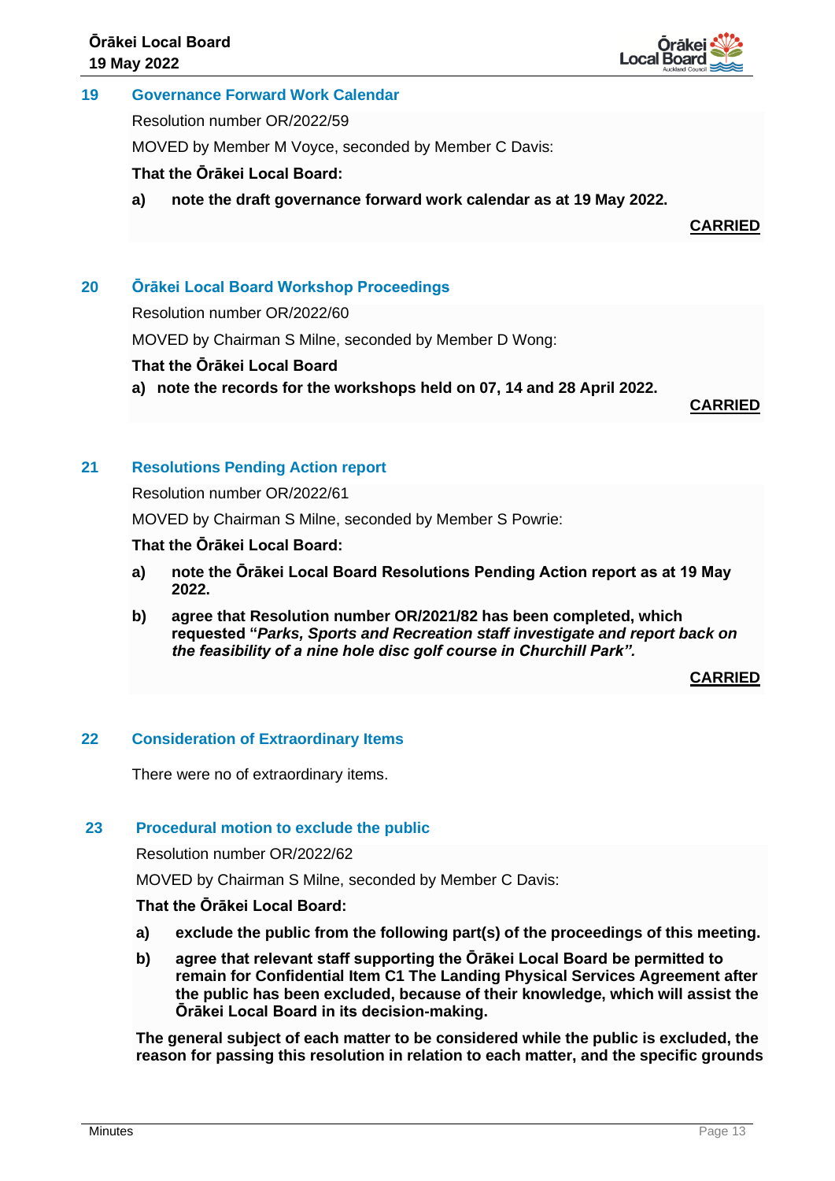## 19 Governance Forward Work Calendar

Resolution number OR/2022/59

MOVED by Member M Voyce, seconded by Member C Davis:

**That the Ōrākei Local Board:**

**a) note the draft governance forward work calendar as at 19 May 2022.**

**CARRIED**

## 20 Ōrākei Local Board Workshop Proceedings

Resolution number OR/2022/60

MOVED by Chairman S Milne, seconded by Member D Wong:

**That the Ōrākei Local Board**

**a) note the records for the workshops held on 07, 14 and 28 April 2022.**

**CARRIED**

## 21 Resolutions Pending Action report

Resolution number OR/2022/61

MOVED by Chairman S Milne, seconded by Member S Powrie:

**That the Ōrākei Local Board:**

**a) note the Ōrākei Local Board Resolutions Pending Action report as at 19 May 2022.**

**b) agree that Resolution number OR/2021/82 has been completed, which requested "*Parks, Sports and Recreation staff investigate and report back on the feasibility of a nine hole disc golf course in Churchill Park*".**

**CARRIED**

## 22 Consideration of Extraordinary Items

There were no of extraordinary items.

## 23 Procedural motion to exclude the public

Resolution number OR/2022/62

MOVED by Chairman S Milne, seconded by Member C Davis:

**That the Ōrākei Local Board:**

**a) exclude the public from the following part(s) of the proceedings of this meeting.**

**b) agree that relevant staff supporting the Ōrākei Local Board be permitted to remain for Confidential Item C1 The Landing Physical Services Agreement after the public has been excluded, because of their knowledge, which will assist the Ōrākei Local Board in its decision-making.**

**The general subject of each matter to be considered while the public is excluded, the reason for passing this resolution in relation to each matter, and the specific grounds**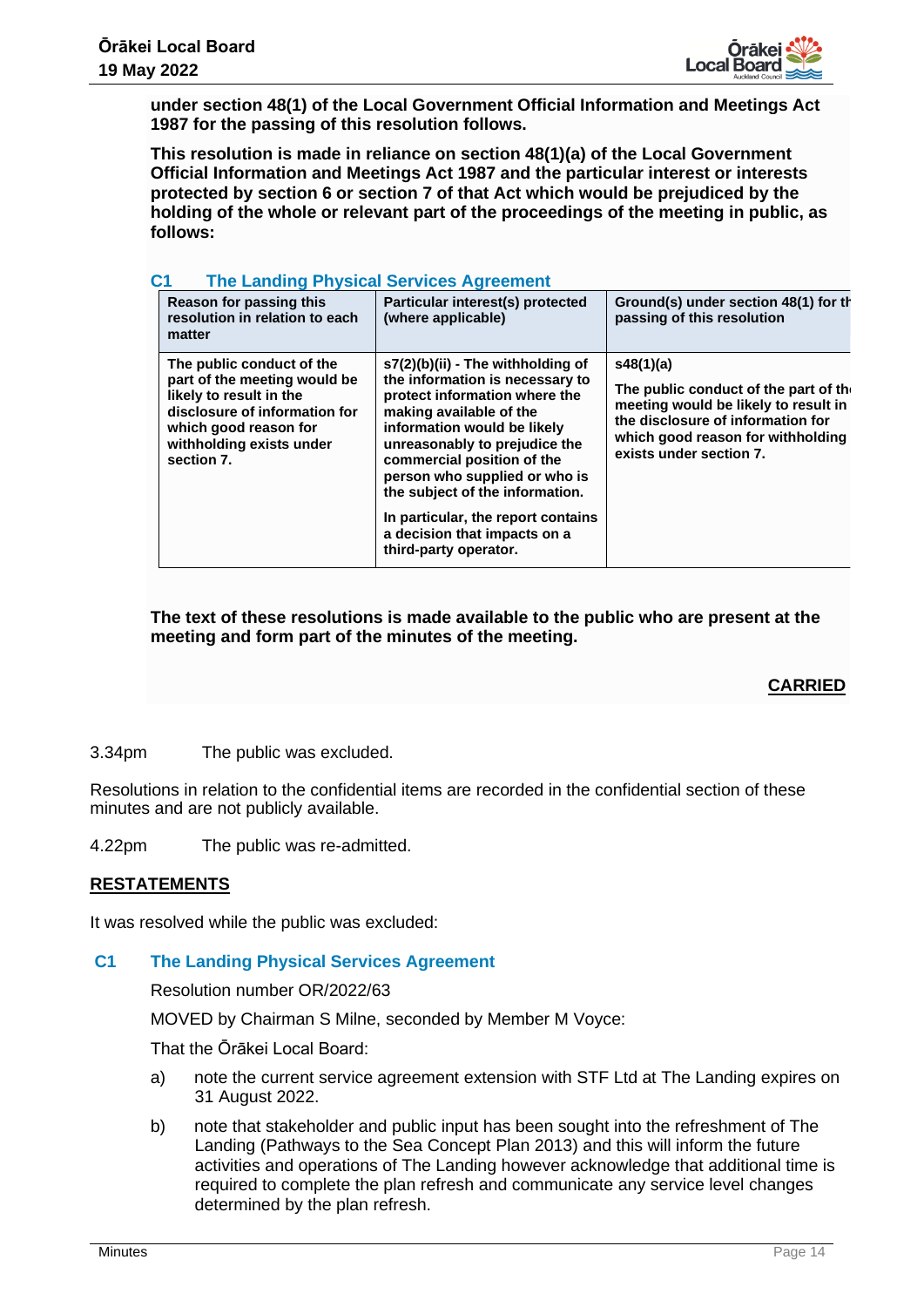**under section 48(1) of the Local Government Official Information and Meetings Act 1987 for the passing of this resolution follows.**

**This resolution is made in reliance on section 48(1)(a) of the Local Government Official Information and Meetings Act 1987 and the particular interest or interests protected by section 6 or section 7 of that Act which would be prejudiced by the holding of the whole or relevant part of the proceedings of the meeting in public, as follows:**

### C1 The Landing Physical Services Agreement

| Reason for passing this resolution in relation to each matter | Particular interest(s) protected (where applicable) | Ground(s) under section 48(1) for the passing of this resolution |
|---|---|---|
| The public conduct of the part of the meeting would be likely to result in the disclosure of information for which good reason for withholding exists under section 7. | s7(2)(b)(ii) - The withholding of the information is necessary to protect information where the making available of the information would be likely unreasonably to prejudice the commercial position of the person who supplied or who is the subject of the information.<br><br>In particular, the report contains a decision that impacts on a third-party operator. | s48(1)(a)<br><br>The public conduct of the part of the meeting would be likely to result in the disclosure of information for which good reason for withholding exists under section 7. |

**The text of these resolutions is made available to the public who are present at the meeting and form part of the minutes of the meeting.**

**CARRIED**

3.34pm The public was excluded.

Resolutions in relation to the confidential items are recorded in the confidential section of these minutes and are not publicly available.

4.22pm The public was re-admitted.

**RESTATEMENTS**

It was resolved while the public was excluded:

### C1 The Landing Physical Services Agreement

Resolution number OR/2022/63

MOVED by Chairman S Milne, seconded by Member M Voyce:

That the Ōrākei Local Board:

a) note the current service agreement extension with STF Ltd at The Landing expires on 31 August 2022.

b) note that stakeholder and public input has been sought into the refreshment of The Landing (Pathways to the Sea Concept Plan 2013) and this will inform the future activities and operations of The Landing however acknowledge that additional time is required to complete the plan refresh and communicate any service level changes determined by the plan refresh.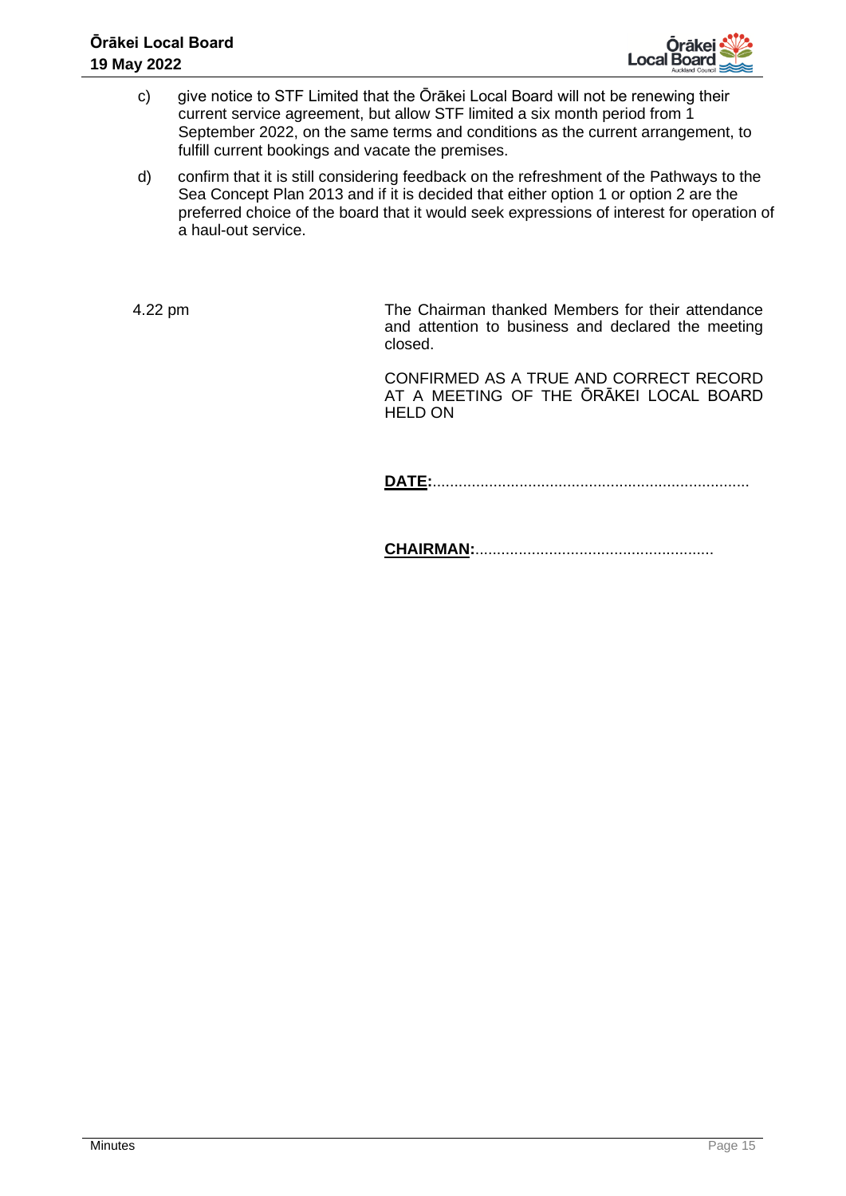c) give notice to STF Limited that the Ōrākei Local Board will not be renewing their current service agreement, but allow STF limited a six month period from 1 September 2022, on the same terms and conditions as the current arrangement, to fulfill current bookings and vacate the premises.

d) confirm that it is still considering feedback on the refreshment of the Pathways to the Sea Concept Plan 2013 and if it is decided that either option 1 or option 2 are the preferred choice of the board that it would seek expressions of interest for operation of a haul-out service.

4.22 pm

The Chairman thanked Members for their attendance and attention to business and declared the meeting closed.

CONFIRMED AS A TRUE AND CORRECT RECORD AT A MEETING OF THE ŌRĀKEI LOCAL BOARD HELD ON

**DATE:**.........................................................................

**CHAIRMAN:**.......................................................